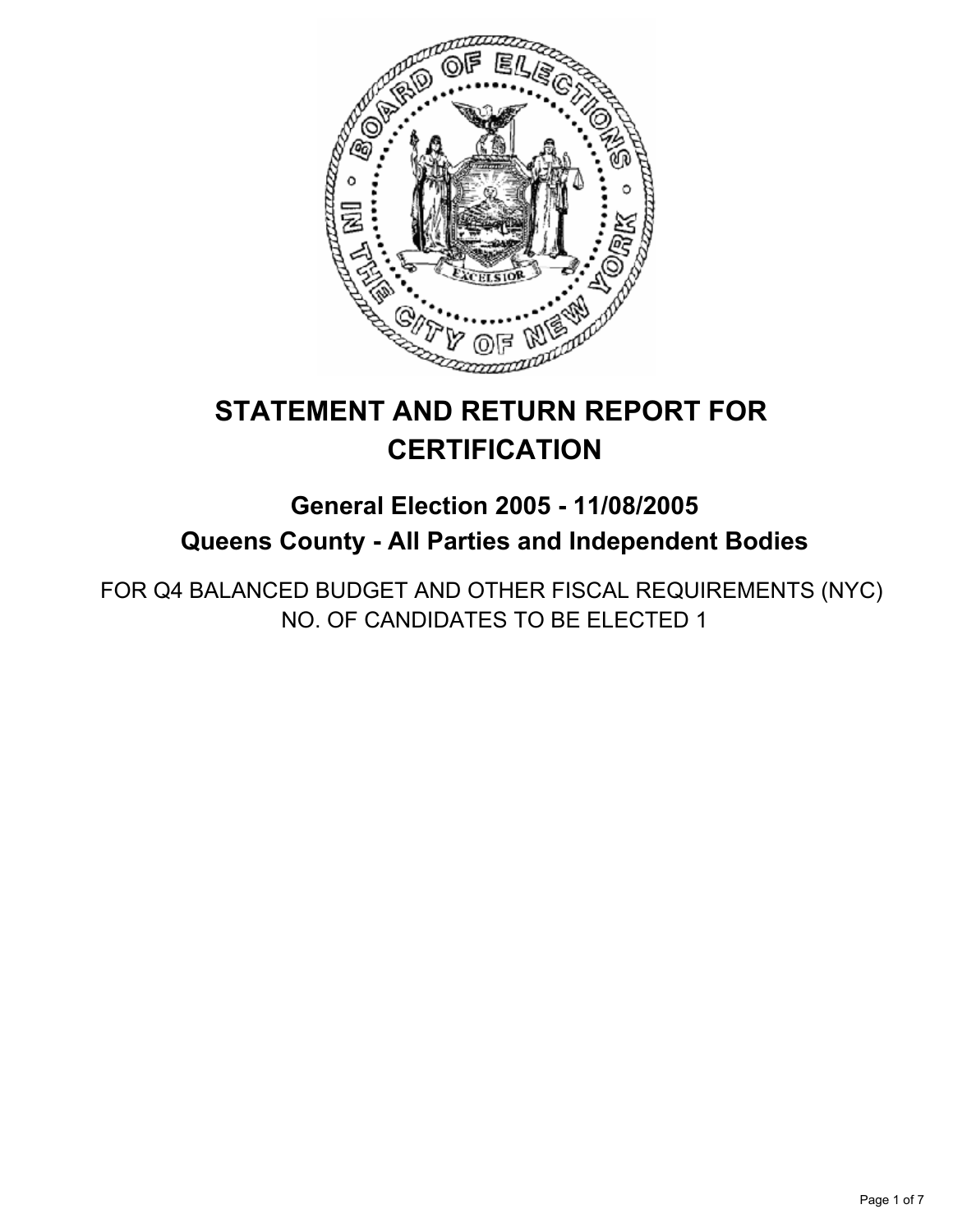# STATEMENT AND RETURN REPORT FOR CERTIFICATION

## General Election 2005 - 11/08/2005
## Queens County - All Parties and Independent Bodies

FOR Q4 BALANCED BUDGET AND OTHER FISCAL REQUIREMENTS (NYC)
NO. OF CANDIDATES TO BE ELECTED 1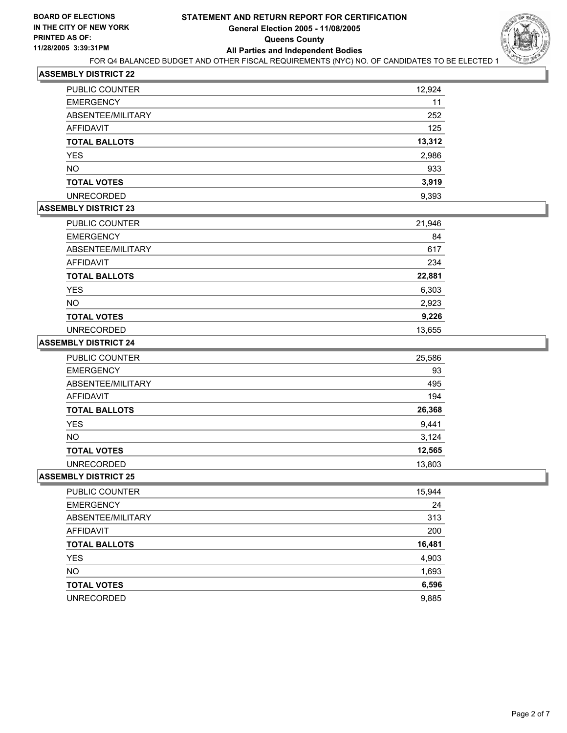**BOARD OF ELECTIONS IN THE CITY OF NEW YORK**
**PRINTED AS OF: 11/28/2005 3:39:31PM**

# STATEMENT AND RETURN REPORT FOR CERTIFICATION
## General Election 2005 - 11/08/2005
## Queens County
## All Parties and Independent Bodies

FOR Q4 BALANCED BUDGET AND OTHER FISCAL REQUIREMENTS (NYC) NO. OF CANDIDATES TO BE ELECTED 1

### ASSEMBLY DISTRICT 22

| | |
|---|---|
| PUBLIC COUNTER | 12,924 |
| EMERGENCY | 11 |
| ABSENTEE/MILITARY | 252 |
| AFFIDAVIT | 125 |
| **TOTAL BALLOTS** | **13,312** |
| YES | 2,986 |
| NO | 933 |
| **TOTAL VOTES** | **3,919** |
| UNRECORDED | 9,393 |

### ASSEMBLY DISTRICT 23

| | |
|---|---|
| PUBLIC COUNTER | 21,946 |
| EMERGENCY | 84 |
| ABSENTEE/MILITARY | 617 |
| AFFIDAVIT | 234 |
| **TOTAL BALLOTS** | **22,881** |
| YES | 6,303 |
| NO | 2,923 |
| **TOTAL VOTES** | **9,226** |
| UNRECORDED | 13,655 |

### ASSEMBLY DISTRICT 24

| | |
|---|---|
| PUBLIC COUNTER | 25,586 |
| EMERGENCY | 93 |
| ABSENTEE/MILITARY | 495 |
| AFFIDAVIT | 194 |
| **TOTAL BALLOTS** | **26,368** |
| YES | 9,441 |
| NO | 3,124 |
| **TOTAL VOTES** | **12,565** |
| UNRECORDED | 13,803 |

### ASSEMBLY DISTRICT 25

| | |
|---|---|
| PUBLIC COUNTER | 15,944 |
| EMERGENCY | 24 |
| ABSENTEE/MILITARY | 313 |
| AFFIDAVIT | 200 |
| **TOTAL BALLOTS** | **16,481** |
| YES | 4,903 |
| NO | 1,693 |
| **TOTAL VOTES** | **6,596** |
| UNRECORDED | 9,885 |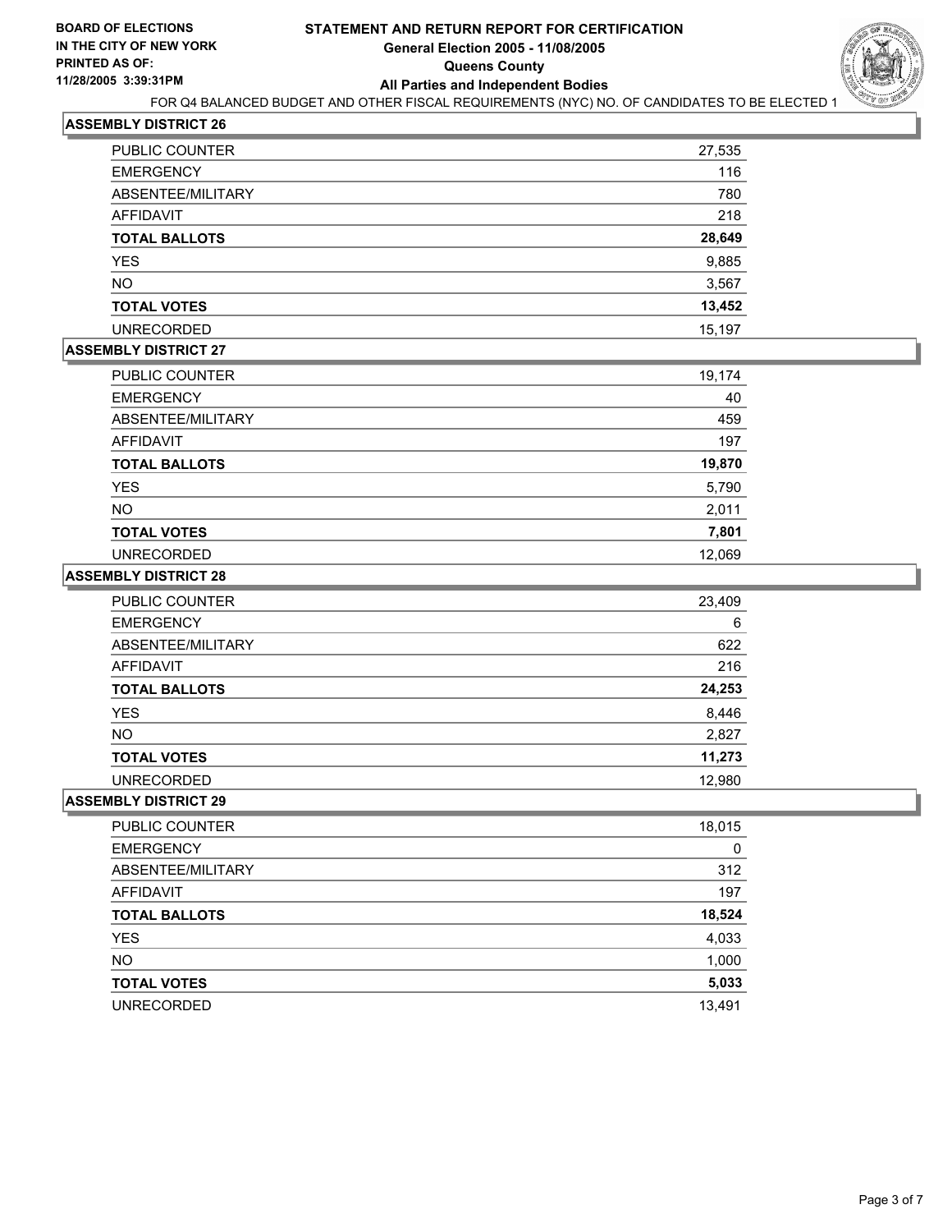**BOARD OF ELECTIONS IN THE CITY OF NEW YORK**
**PRINTED AS OF: 11/28/2005 3:39:31PM**

# STATEMENT AND RETURN REPORT FOR CERTIFICATION
## General Election 2005 - 11/08/2005
## Queens County
## All Parties and Independent Bodies

FOR Q4 BALANCED BUDGET AND OTHER FISCAL REQUIREMENTS (NYC) NO. OF CANDIDATES TO BE ELECTED 1

### ASSEMBLY DISTRICT 26

| | |
|---|---|
| PUBLIC COUNTER | 27,535 |
| EMERGENCY | 116 |
| ABSENTEE/MILITARY | 780 |
| AFFIDAVIT | 218 |
| **TOTAL BALLOTS** | **28,649** |
| YES | 9,885 |
| NO | 3,567 |
| **TOTAL VOTES** | **13,452** |
| UNRECORDED | 15,197 |

### ASSEMBLY DISTRICT 27

| | |
|---|---|
| PUBLIC COUNTER | 19,174 |
| EMERGENCY | 40 |
| ABSENTEE/MILITARY | 459 |
| AFFIDAVIT | 197 |
| **TOTAL BALLOTS** | **19,870** |
| YES | 5,790 |
| NO | 2,011 |
| **TOTAL VOTES** | **7,801** |
| UNRECORDED | 12,069 |

### ASSEMBLY DISTRICT 28

| | |
|---|---|
| PUBLIC COUNTER | 23,409 |
| EMERGENCY | 6 |
| ABSENTEE/MILITARY | 622 |
| AFFIDAVIT | 216 |
| **TOTAL BALLOTS** | **24,253** |
| YES | 8,446 |
| NO | 2,827 |
| **TOTAL VOTES** | **11,273** |
| UNRECORDED | 12,980 |

### ASSEMBLY DISTRICT 29

| | |
|---|---|
| PUBLIC COUNTER | 18,015 |
| EMERGENCY | 0 |
| ABSENTEE/MILITARY | 312 |
| AFFIDAVIT | 197 |
| **TOTAL BALLOTS** | **18,524** |
| YES | 4,033 |
| NO | 1,000 |
| **TOTAL VOTES** | **5,033** |
| UNRECORDED | 13,491 |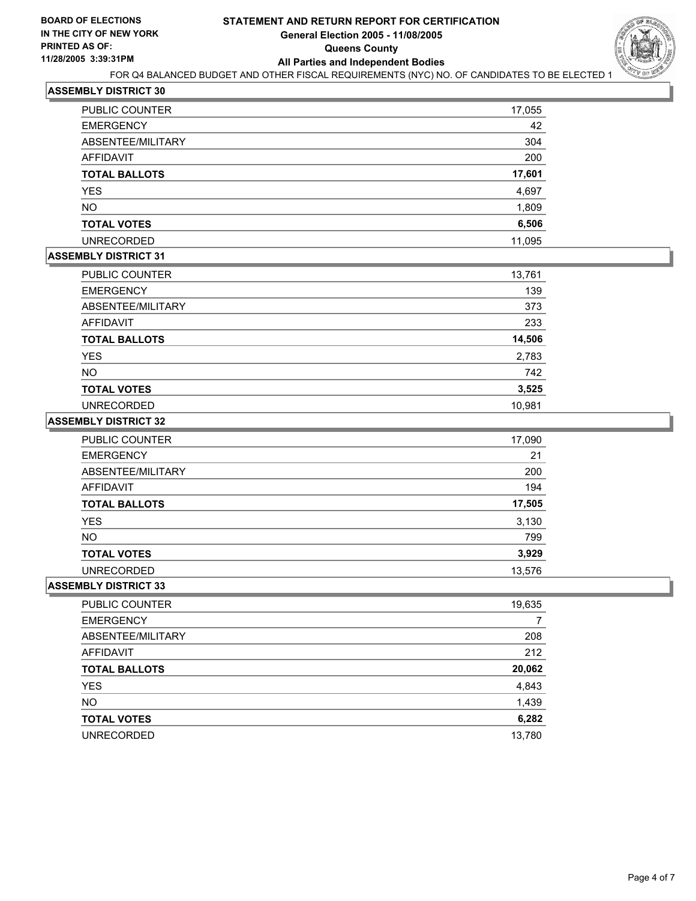**BOARD OF ELECTIONS IN THE CITY OF NEW YORK**
**PRINTED AS OF: 11/28/2005 3:39:31PM**

# STATEMENT AND RETURN REPORT FOR CERTIFICATION
## General Election 2005 - 11/08/2005
## Queens County
## All Parties and Independent Bodies

FOR Q4 BALANCED BUDGET AND OTHER FISCAL REQUIREMENTS (NYC) NO. OF CANDIDATES TO BE ELECTED 1

### ASSEMBLY DISTRICT 30

| | |
|---|---|
| PUBLIC COUNTER | 17,055 |
| EMERGENCY | 42 |
| ABSENTEE/MILITARY | 304 |
| AFFIDAVIT | 200 |
| **TOTAL BALLOTS** | **17,601** |
| YES | 4,697 |
| NO | 1,809 |
| **TOTAL VOTES** | **6,506** |
| UNRECORDED | 11,095 |

### ASSEMBLY DISTRICT 31

| | |
|---|---|
| PUBLIC COUNTER | 13,761 |
| EMERGENCY | 139 |
| ABSENTEE/MILITARY | 373 |
| AFFIDAVIT | 233 |
| **TOTAL BALLOTS** | **14,506** |
| YES | 2,783 |
| NO | 742 |
| **TOTAL VOTES** | **3,525** |
| UNRECORDED | 10,981 |

### ASSEMBLY DISTRICT 32

| | |
|---|---|
| PUBLIC COUNTER | 17,090 |
| EMERGENCY | 21 |
| ABSENTEE/MILITARY | 200 |
| AFFIDAVIT | 194 |
| **TOTAL BALLOTS** | **17,505** |
| YES | 3,130 |
| NO | 799 |
| **TOTAL VOTES** | **3,929** |
| UNRECORDED | 13,576 |

### ASSEMBLY DISTRICT 33

| | |
|---|---|
| PUBLIC COUNTER | 19,635 |
| EMERGENCY | 7 |
| ABSENTEE/MILITARY | 208 |
| AFFIDAVIT | 212 |
| **TOTAL BALLOTS** | **20,062** |
| YES | 4,843 |
| NO | 1,439 |
| **TOTAL VOTES** | **6,282** |
| UNRECORDED | 13,780 |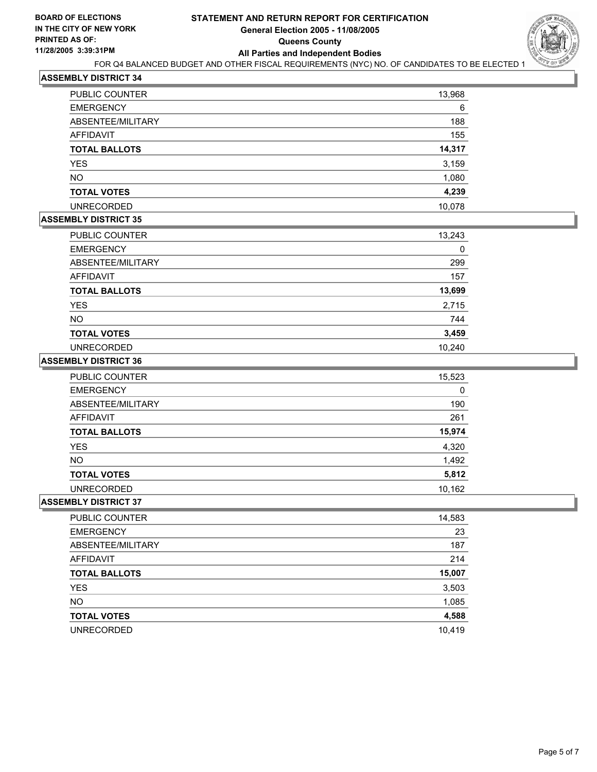**BOARD OF ELECTIONS IN THE CITY OF NEW YORK PRINTED AS OF: 11/28/2005 3:39:31PM**

# STATEMENT AND RETURN REPORT FOR CERTIFICATION
## General Election 2005 - 11/08/2005
## Queens County
## All Parties and Independent Bodies

FOR Q4 BALANCED BUDGET AND OTHER FISCAL REQUIREMENTS (NYC) NO. OF CANDIDATES TO BE ELECTED 1

### ASSEMBLY DISTRICT 34

| | |
|---|---|
| PUBLIC COUNTER | 13,968 |
| EMERGENCY | 6 |
| ABSENTEE/MILITARY | 188 |
| AFFIDAVIT | 155 |
| **TOTAL BALLOTS** | **14,317** |
| YES | 3,159 |
| NO | 1,080 |
| **TOTAL VOTES** | **4,239** |
| UNRECORDED | 10,078 |

### ASSEMBLY DISTRICT 35

| | |
|---|---|
| PUBLIC COUNTER | 13,243 |
| EMERGENCY | 0 |
| ABSENTEE/MILITARY | 299 |
| AFFIDAVIT | 157 |
| **TOTAL BALLOTS** | **13,699** |
| YES | 2,715 |
| NO | 744 |
| **TOTAL VOTES** | **3,459** |
| UNRECORDED | 10,240 |

### ASSEMBLY DISTRICT 36

| | |
|---|---|
| PUBLIC COUNTER | 15,523 |
| EMERGENCY | 0 |
| ABSENTEE/MILITARY | 190 |
| AFFIDAVIT | 261 |
| **TOTAL BALLOTS** | **15,974** |
| YES | 4,320 |
| NO | 1,492 |
| **TOTAL VOTES** | **5,812** |
| UNRECORDED | 10,162 |

### ASSEMBLY DISTRICT 37

| | |
|---|---|
| PUBLIC COUNTER | 14,583 |
| EMERGENCY | 23 |
| ABSENTEE/MILITARY | 187 |
| AFFIDAVIT | 214 |
| **TOTAL BALLOTS** | **15,007** |
| YES | 3,503 |
| NO | 1,085 |
| **TOTAL VOTES** | **4,588** |
| UNRECORDED | 10,419 |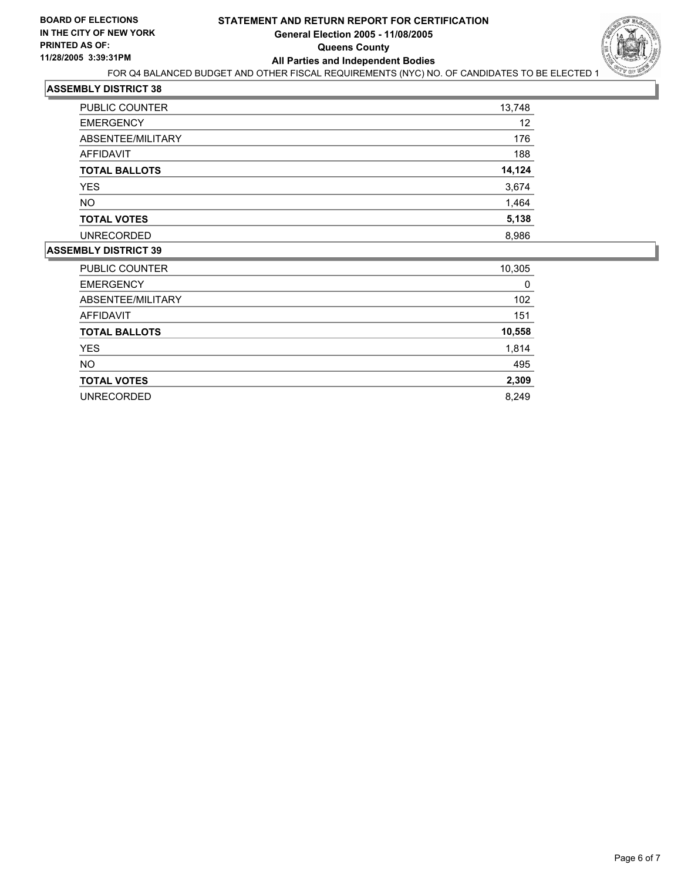**BOARD OF ELECTIONS IN THE CITY OF NEW YORK PRINTED AS OF: 11/28/2005 3:39:31PM**

# STATEMENT AND RETURN REPORT FOR CERTIFICATION
## General Election 2005 - 11/08/2005
## Queens County
## All Parties and Independent Bodies

FOR Q4 BALANCED BUDGET AND OTHER FISCAL REQUIREMENTS (NYC) NO. OF CANDIDATES TO BE ELECTED 1

### ASSEMBLY DISTRICT 38

| | |
|---|---|
| PUBLIC COUNTER | 13,748 |
| EMERGENCY | 12 |
| ABSENTEE/MILITARY | 176 |
| AFFIDAVIT | 188 |
| **TOTAL BALLOTS** | **14,124** |
| YES | 3,674 |
| NO | 1,464 |
| **TOTAL VOTES** | **5,138** |
| UNRECORDED | 8,986 |

### ASSEMBLY DISTRICT 39

| | |
|---|---|
| PUBLIC COUNTER | 10,305 |
| EMERGENCY | 0 |
| ABSENTEE/MILITARY | 102 |
| AFFIDAVIT | 151 |
| **TOTAL BALLOTS** | **10,558** |
| YES | 1,814 |
| NO | 495 |
| **TOTAL VOTES** | **2,309** |
| UNRECORDED | 8,249 |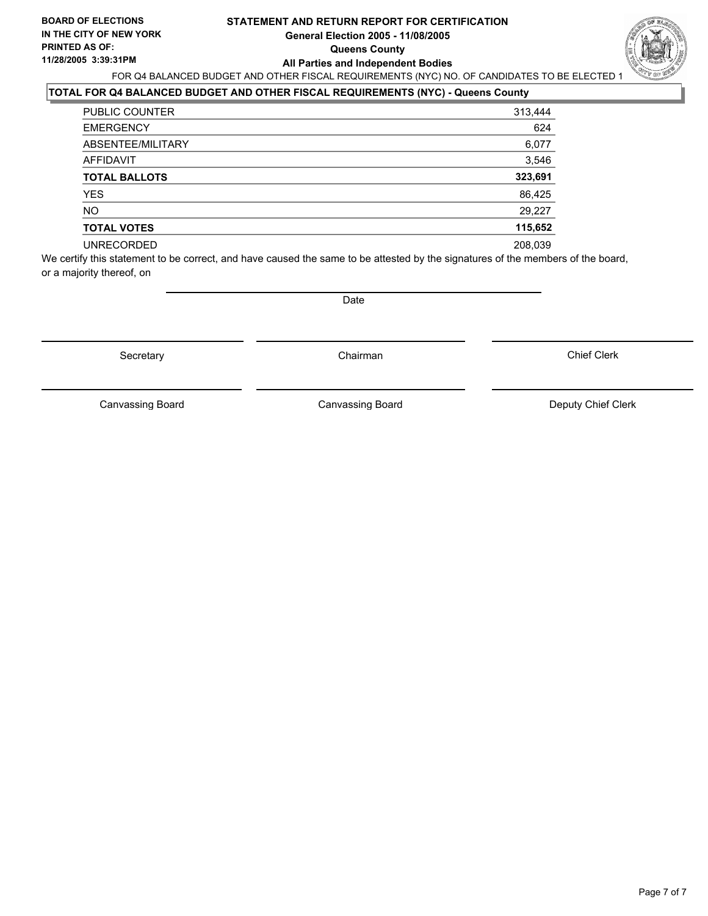**BOARD OF ELECTIONS IN THE CITY OF NEW YORK**
**PRINTED AS OF: 11/28/2005 3:39:31PM**

# STATEMENT AND RETURN REPORT FOR CERTIFICATION

**General Election 2005 - 11/08/2005**
**Queens County**
**All Parties and Independent Bodies**

FOR Q4 BALANCED BUDGET AND OTHER FISCAL REQUIREMENTS (NYC) NO. OF CANDIDATES TO BE ELECTED 1

## TOTAL FOR Q4 BALANCED BUDGET AND OTHER FISCAL REQUIREMENTS (NYC) - Queens County

| | |
|---|---|
| PUBLIC COUNTER | 313,444 |
| EMERGENCY | 624 |
| ABSENTEE/MILITARY | 6,077 |
| AFFIDAVIT | 3,546 |
| **TOTAL BALLOTS** | **323,691** |
| YES | 86,425 |
| NO | 29,227 |
| **TOTAL VOTES** | **115,652** |
| UNRECORDED | 208,039 |

We certify this statement to be correct, and have caused the same to be attested by the signatures of the members of the board, or a majority thereof, on

Date

Secretary | Chairman | Chief Clerk

Canvassing Board | Canvassing Board | Deputy Chief Clerk